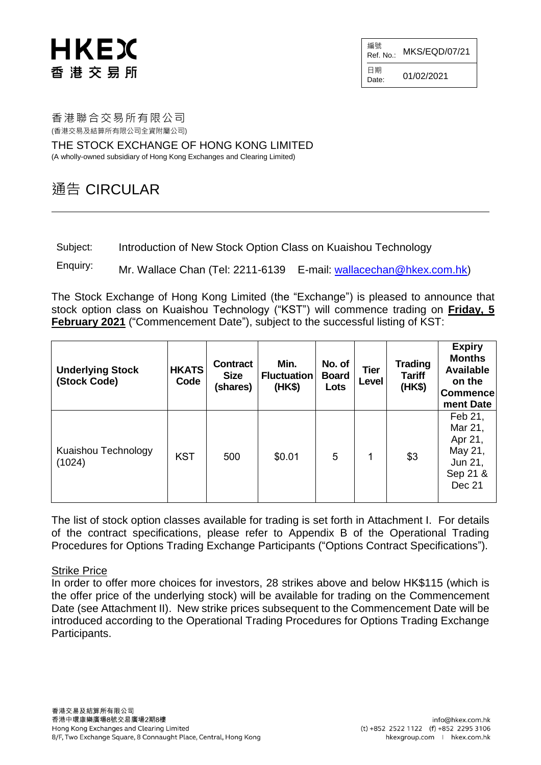HKEX
香港交易所

| 編號 Ref. No.: | MKS/EQD/07/21 |
|---|---|
| 日期 Date: | 01/02/2021 |

香港聯合交易所有限公司
(香港交易及結算所有限公司全資附屬公司)

THE STOCK EXCHANGE OF HONG KONG LIMITED
(A wholly-owned subsidiary of Hong Kong Exchanges and Clearing Limited)

# 通告 CIRCULAR

Subject: Introduction of New Stock Option Class on Kuaishou Technology

Enquiry: Mr. Wallace Chan (Tel: 2211-6139 E-mail: wallacechan@hkex.com.hk)

The Stock Exchange of Hong Kong Limited (the "Exchange") is pleased to announce that stock option class on Kuaishou Technology ("KST") will commence trading on **Friday, 5 February 2021** ("Commencement Date"), subject to the successful listing of KST:

| Underlying Stock (Stock Code) | HKATS Code | Contract Size (shares) | Min. Fluctuation (HK$) | No. of Board Lots | Tier Level | Trading Tariff (HK$) | Expiry Months Available on the Commencement Date |
|---|---|---|---|---|---|---|---|
| Kuaishou Technology (1024) | KST | 500 | $0.01 | 5 | 1 | $3 | Feb 21, Mar 21, Apr 21, May 21, Jun 21, Sep 21 & Dec 21 |

The list of stock option classes available for trading is set forth in Attachment I. For details of the contract specifications, please refer to Appendix B of the Operational Trading Procedures for Options Trading Exchange Participants ("Options Contract Specifications").

Strike Price

In order to offer more choices for investors, 28 strikes above and below HK$115 (which is the offer price of the underlying stock) will be available for trading on the Commencement Date (see Attachment II). New strike prices subsequent to the Commencement Date will be introduced according to the Operational Trading Procedures for Options Trading Exchange Participants.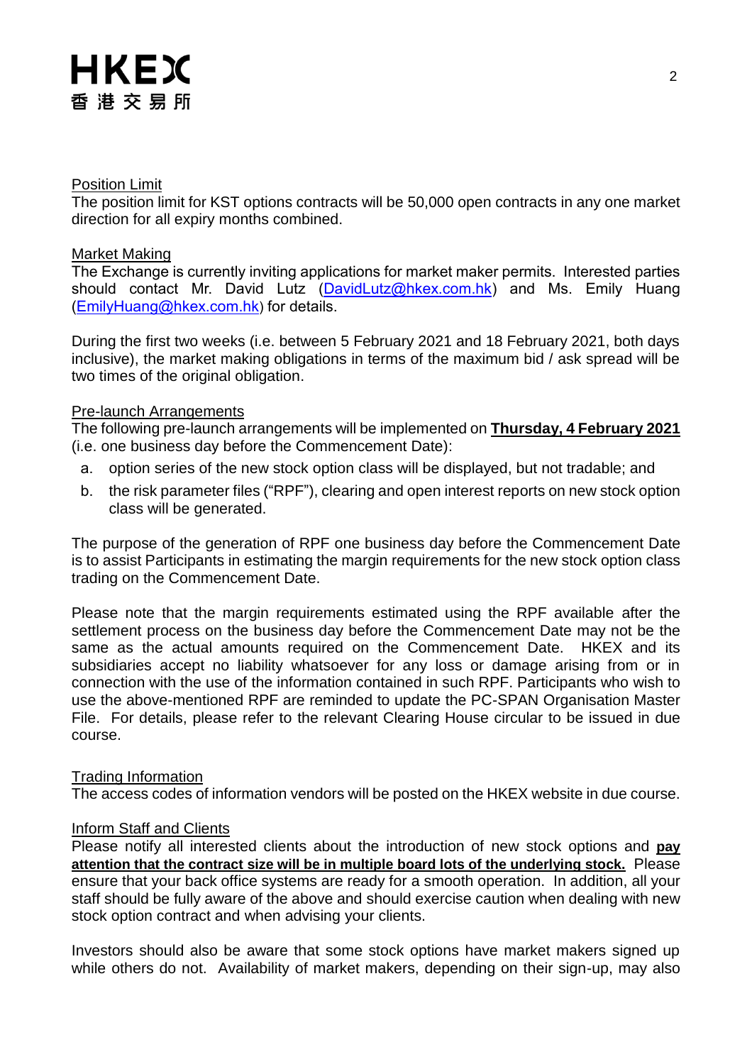Position Limit
The position limit for KST options contracts will be 50,000 open contracts in any one market direction for all expiry months combined.

Market Making
The Exchange is currently inviting applications for market maker permits. Interested parties should contact Mr. David Lutz (DavidLutz@hkex.com.hk) and Ms. Emily Huang (EmilyHuang@hkex.com.hk) for details.

During the first two weeks (i.e. between 5 February 2021 and 18 February 2021, both days inclusive), the market making obligations in terms of the maximum bid / ask spread will be two times of the original obligation.

Pre-launch Arrangements
The following pre-launch arrangements will be implemented on **Thursday, 4 February 2021** (i.e. one business day before the Commencement Date):

a. option series of the new stock option class will be displayed, but not tradable; and
b. the risk parameter files ("RPF"), clearing and open interest reports on new stock option class will be generated.

The purpose of the generation of RPF one business day before the Commencement Date is to assist Participants in estimating the margin requirements for the new stock option class trading on the Commencement Date.

Please note that the margin requirements estimated using the RPF available after the settlement process on the business day before the Commencement Date may not be the same as the actual amounts required on the Commencement Date. HKEX and its subsidiaries accept no liability whatsoever for any loss or damage arising from or in connection with the use of the information contained in such RPF. Participants who wish to use the above-mentioned RPF are reminded to update the PC-SPAN Organisation Master File. For details, please refer to the relevant Clearing House circular to be issued in due course.

Trading Information
The access codes of information vendors will be posted on the HKEX website in due course.

Inform Staff and Clients
Please notify all interested clients about the introduction of new stock options and **pay attention that the contract size will be in multiple board lots of the underlying stock.** Please ensure that your back office systems are ready for a smooth operation. In addition, all your staff should be fully aware of the above and should exercise caution when dealing with new stock option contract and when advising your clients.

Investors should also be aware that some stock options have market makers signed up while others do not. Availability of market makers, depending on their sign-up, may also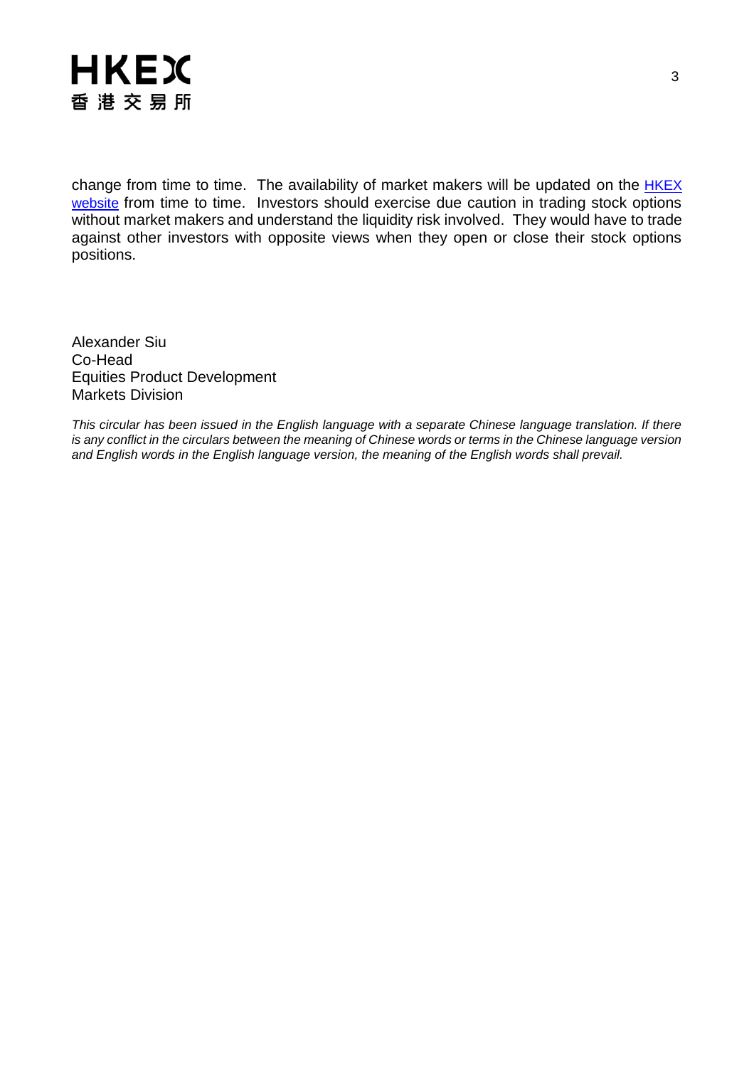change from time to time. The availability of market makers will be updated on the HKEX website from time to time. Investors should exercise due caution in trading stock options without market makers and understand the liquidity risk involved. They would have to trade against other investors with opposite views when they open or close their stock options positions.

Alexander Siu  
Co-Head  
Equities Product Development  
Markets Division

*This circular has been issued in the English language with a separate Chinese language translation. If there is any conflict in the circulars between the meaning of Chinese words or terms in the Chinese language version and English words in the English language version, the meaning of the English words shall prevail.*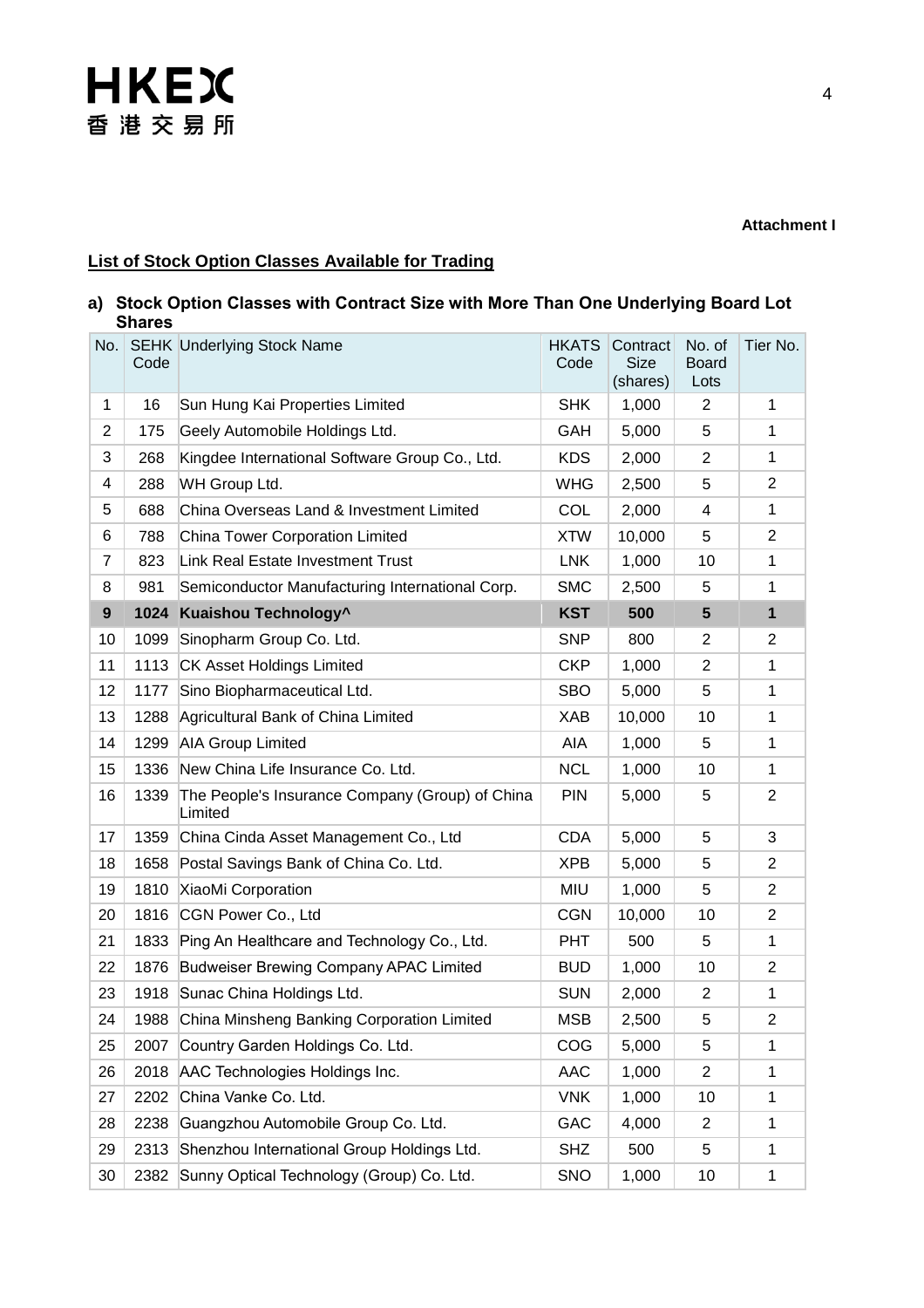**Attachment I**

**List of Stock Option Classes Available for Trading**

**a) Stock Option Classes with Contract Size with More Than One Underlying Board Lot Shares**

| No. | SEHK Code | Underlying Stock Name | HKATS Code | Contract Size (shares) | No. of Board Lots | Tier No. |
|---|---|---|---|---|---|---|
| 1 | 16 | Sun Hung Kai Properties Limited | SHK | 1,000 | 2 | 1 |
| 2 | 175 | Geely Automobile Holdings Ltd. | GAH | 5,000 | 5 | 1 |
| 3 | 268 | Kingdee International Software Group Co., Ltd. | KDS | 2,000 | 2 | 1 |
| 4 | 288 | WH Group Ltd. | WHG | 2,500 | 5 | 2 |
| 5 | 688 | China Overseas Land & Investment Limited | COL | 2,000 | 4 | 1 |
| 6 | 788 | China Tower Corporation Limited | XTW | 10,000 | 5 | 2 |
| 7 | 823 | Link Real Estate Investment Trust | LNK | 1,000 | 10 | 1 |
| 8 | 981 | Semiconductor Manufacturing International Corp. | SMC | 2,500 | 5 | 1 |
| **9** | **1024** | **Kuaishou Technology^** | **KST** | **500** | **5** | **1** |
| 10 | 1099 | Sinopharm Group Co. Ltd. | SNP | 800 | 2 | 2 |
| 11 | 1113 | CK Asset Holdings Limited | CKP | 1,000 | 2 | 1 |
| 12 | 1177 | Sino Biopharmaceutical Ltd. | SBO | 5,000 | 5 | 1 |
| 13 | 1288 | Agricultural Bank of China Limited | XAB | 10,000 | 10 | 1 |
| 14 | 1299 | AIA Group Limited | AIA | 1,000 | 5 | 1 |
| 15 | 1336 | New China Life Insurance Co. Ltd. | NCL | 1,000 | 10 | 1 |
| 16 | 1339 | The People's Insurance Company (Group) of China Limited | PIN | 5,000 | 5 | 2 |
| 17 | 1359 | China Cinda Asset Management Co., Ltd | CDA | 5,000 | 5 | 3 |
| 18 | 1658 | Postal Savings Bank of China Co. Ltd. | XPB | 5,000 | 5 | 2 |
| 19 | 1810 | XiaoMi Corporation | MIU | 1,000 | 5 | 2 |
| 20 | 1816 | CGN Power Co., Ltd | CGN | 10,000 | 10 | 2 |
| 21 | 1833 | Ping An Healthcare and Technology Co., Ltd. | PHT | 500 | 5 | 1 |
| 22 | 1876 | Budweiser Brewing Company APAC Limited | BUD | 1,000 | 10 | 2 |
| 23 | 1918 | Sunac China Holdings Ltd. | SUN | 2,000 | 2 | 1 |
| 24 | 1988 | China Minsheng Banking Corporation Limited | MSB | 2,500 | 5 | 2 |
| 25 | 2007 | Country Garden Holdings Co. Ltd. | COG | 5,000 | 5 | 1 |
| 26 | 2018 | AAC Technologies Holdings Inc. | AAC | 1,000 | 2 | 1 |
| 27 | 2202 | China Vanke Co. Ltd. | VNK | 1,000 | 10 | 1 |
| 28 | 2238 | Guangzhou Automobile Group Co. Ltd. | GAC | 4,000 | 2 | 1 |
| 29 | 2313 | Shenzhou International Group Holdings Ltd. | SHZ | 500 | 5 | 1 |
| 30 | 2382 | Sunny Optical Technology (Group) Co. Ltd. | SNO | 1,000 | 10 | 1 |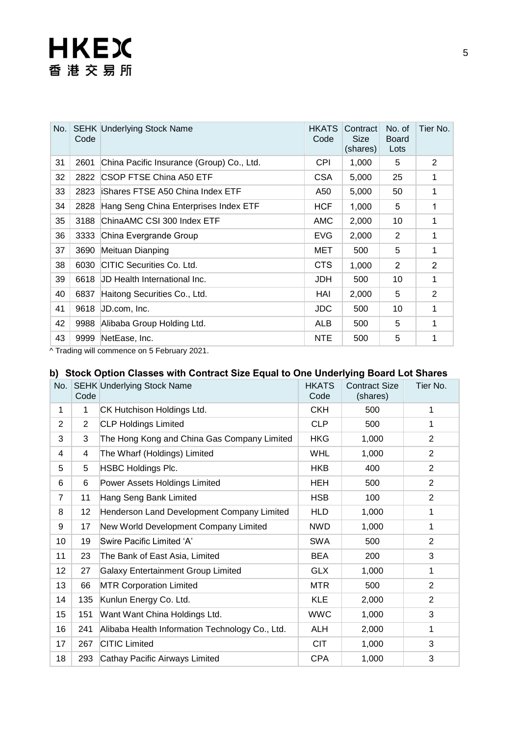| No. | SEHK Code | Underlying Stock Name | HKATS Code | Contract Size (shares) | No. of Board Lots | Tier No. |
|---|---|---|---|---|---|---|
| 31 | 2601 | China Pacific Insurance (Group) Co., Ltd. | CPI | 1,000 | 5 | 2 |
| 32 | 2822 | CSOP FTSE China A50 ETF | CSA | 5,000 | 25 | 1 |
| 33 | 2823 | iShares FTSE A50 China Index ETF | A50 | 5,000 | 50 | 1 |
| 34 | 2828 | Hang Seng China Enterprises Index ETF | HCF | 1,000 | 5 | 1 |
| 35 | 3188 | ChinaAMC CSI 300 Index ETF | AMC | 2,000 | 10 | 1 |
| 36 | 3333 | China Evergrande Group | EVG | 2,000 | 2 | 1 |
| 37 | 3690 | Meituan Dianping | MET | 500 | 5 | 1 |
| 38 | 6030 | CITIC Securities Co. Ltd. | CTS | 1,000 | 2 | 2 |
| 39 | 6618 | JD Health International Inc. | JDH | 500 | 10 | 1 |
| 40 | 6837 | Haitong Securities Co., Ltd. | HAI | 2,000 | 5 | 2 |
| 41 | 9618 | JD.com, Inc. | JDC | 500 | 10 | 1 |
| 42 | 9988 | Alibaba Group Holding Ltd. | ALB | 500 | 5 | 1 |
| 43 | 9999 | NetEase, Inc. | NTE | 500 | 5 | 1 |

^ Trading will commence on 5 February 2021.

### b) Stock Option Classes with Contract Size Equal to One Underlying Board Lot Shares

| No. | SEHK Code | Underlying Stock Name | HKATS Code | Contract Size (shares) | Tier No. |
|---|---|---|---|---|---|
| 1 | 1 | CK Hutchison Holdings Ltd. | CKH | 500 | 1 |
| 2 | 2 | CLP Holdings Limited | CLP | 500 | 1 |
| 3 | 3 | The Hong Kong and China Gas Company Limited | HKG | 1,000 | 2 |
| 4 | 4 | The Wharf (Holdings) Limited | WHL | 1,000 | 2 |
| 5 | 5 | HSBC Holdings Plc. | HKB | 400 | 2 |
| 6 | 6 | Power Assets Holdings Limited | HEH | 500 | 2 |
| 7 | 11 | Hang Seng Bank Limited | HSB | 100 | 2 |
| 8 | 12 | Henderson Land Development Company Limited | HLD | 1,000 | 1 |
| 9 | 17 | New World Development Company Limited | NWD | 1,000 | 1 |
| 10 | 19 | Swire Pacific Limited 'A' | SWA | 500 | 2 |
| 11 | 23 | The Bank of East Asia, Limited | BEA | 200 | 3 |
| 12 | 27 | Galaxy Entertainment Group Limited | GLX | 1,000 | 1 |
| 13 | 66 | MTR Corporation Limited | MTR | 500 | 2 |
| 14 | 135 | Kunlun Energy Co. Ltd. | KLE | 2,000 | 2 |
| 15 | 151 | Want Want China Holdings Ltd. | WWC | 1,000 | 3 |
| 16 | 241 | Alibaba Health Information Technology Co., Ltd. | ALH | 2,000 | 1 |
| 17 | 267 | CITIC Limited | CIT | 1,000 | 3 |
| 18 | 293 | Cathay Pacific Airways Limited | CPA | 1,000 | 3 |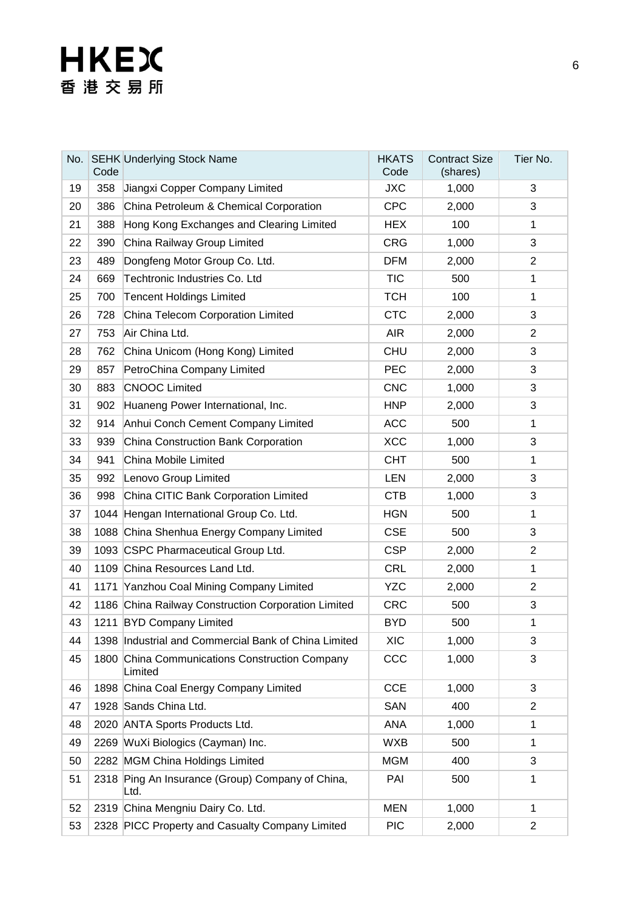| No. | SEHK Code | Underlying Stock Name | HKATS Code | Contract Size (shares) | Tier No. |
|---|---|---|---|---|---|
| 19 | 358 | Jiangxi Copper Company Limited | JXC | 1,000 | 3 |
| 20 | 386 | China Petroleum & Chemical Corporation | CPC | 2,000 | 3 |
| 21 | 388 | Hong Kong Exchanges and Clearing Limited | HEX | 100 | 1 |
| 22 | 390 | China Railway Group Limited | CRG | 1,000 | 3 |
| 23 | 489 | Dongfeng Motor Group Co. Ltd. | DFM | 2,000 | 2 |
| 24 | 669 | Techtronic Industries Co. Ltd | TIC | 500 | 1 |
| 25 | 700 | Tencent Holdings Limited | TCH | 100 | 1 |
| 26 | 728 | China Telecom Corporation Limited | CTC | 2,000 | 3 |
| 27 | 753 | Air China Ltd. | AIR | 2,000 | 2 |
| 28 | 762 | China Unicom (Hong Kong) Limited | CHU | 2,000 | 3 |
| 29 | 857 | PetroChina Company Limited | PEC | 2,000 | 3 |
| 30 | 883 | CNOOC Limited | CNC | 1,000 | 3 |
| 31 | 902 | Huaneng Power International, Inc. | HNP | 2,000 | 3 |
| 32 | 914 | Anhui Conch Cement Company Limited | ACC | 500 | 1 |
| 33 | 939 | China Construction Bank Corporation | XCC | 1,000 | 3 |
| 34 | 941 | China Mobile Limited | CHT | 500 | 1 |
| 35 | 992 | Lenovo Group Limited | LEN | 2,000 | 3 |
| 36 | 998 | China CITIC Bank Corporation Limited | CTB | 1,000 | 3 |
| 37 | 1044 | Hengan International Group Co. Ltd. | HGN | 500 | 1 |
| 38 | 1088 | China Shenhua Energy Company Limited | CSE | 500 | 3 |
| 39 | 1093 | CSPC Pharmaceutical Group Ltd. | CSP | 2,000 | 2 |
| 40 | 1109 | China Resources Land Ltd. | CRL | 2,000 | 1 |
| 41 | 1171 | Yanzhou Coal Mining Company Limited | YZC | 2,000 | 2 |
| 42 | 1186 | China Railway Construction Corporation Limited | CRC | 500 | 3 |
| 43 | 1211 | BYD Company Limited | BYD | 500 | 1 |
| 44 | 1398 | Industrial and Commercial Bank of China Limited | XIC | 1,000 | 3 |
| 45 | 1800 | China Communications Construction Company Limited | CCC | 1,000 | 3 |
| 46 | 1898 | China Coal Energy Company Limited | CCE | 1,000 | 3 |
| 47 | 1928 | Sands China Ltd. | SAN | 400 | 2 |
| 48 | 2020 | ANTA Sports Products Ltd. | ANA | 1,000 | 1 |
| 49 | 2269 | WuXi Biologics (Cayman) Inc. | WXB | 500 | 1 |
| 50 | 2282 | MGM China Holdings Limited | MGM | 400 | 3 |
| 51 | 2318 | Ping An Insurance (Group) Company of China, Ltd. | PAI | 500 | 1 |
| 52 | 2319 | China Mengniu Dairy Co. Ltd. | MEN | 1,000 | 1 |
| 53 | 2328 | PICC Property and Casualty Company Limited | PIC | 2,000 | 2 |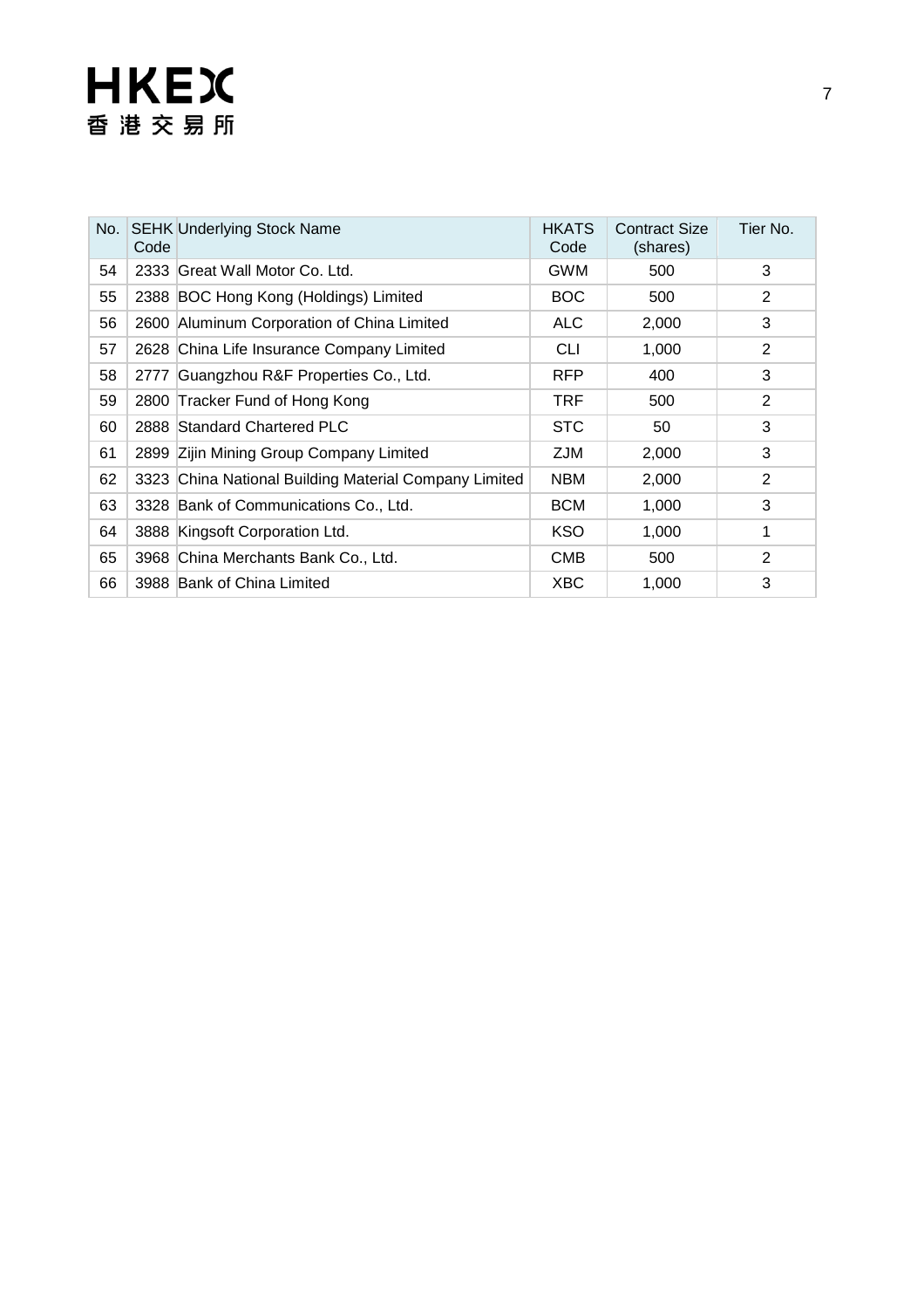| No. | SEHK Code | Underlying Stock Name | HKATS Code | Contract Size (shares) | Tier No. |
|---|---|---|---|---|---|
| 54 | 2333 | Great Wall Motor Co. Ltd. | GWM | 500 | 3 |
| 55 | 2388 | BOC Hong Kong (Holdings) Limited | BOC | 500 | 2 |
| 56 | 2600 | Aluminum Corporation of China Limited | ALC | 2,000 | 3 |
| 57 | 2628 | China Life Insurance Company Limited | CLI | 1,000 | 2 |
| 58 | 2777 | Guangzhou R&F Properties Co., Ltd. | RFP | 400 | 3 |
| 59 | 2800 | Tracker Fund of Hong Kong | TRF | 500 | 2 |
| 60 | 2888 | Standard Chartered PLC | STC | 50 | 3 |
| 61 | 2899 | Zijin Mining Group Company Limited | ZJM | 2,000 | 3 |
| 62 | 3323 | China National Building Material Company Limited | NBM | 2,000 | 2 |
| 63 | 3328 | Bank of Communications Co., Ltd. | BCM | 1,000 | 3 |
| 64 | 3888 | Kingsoft Corporation Ltd. | KSO | 1,000 | 1 |
| 65 | 3968 | China Merchants Bank Co., Ltd. | CMB | 500 | 2 |
| 66 | 3988 | Bank of China Limited | XBC | 1,000 | 3 |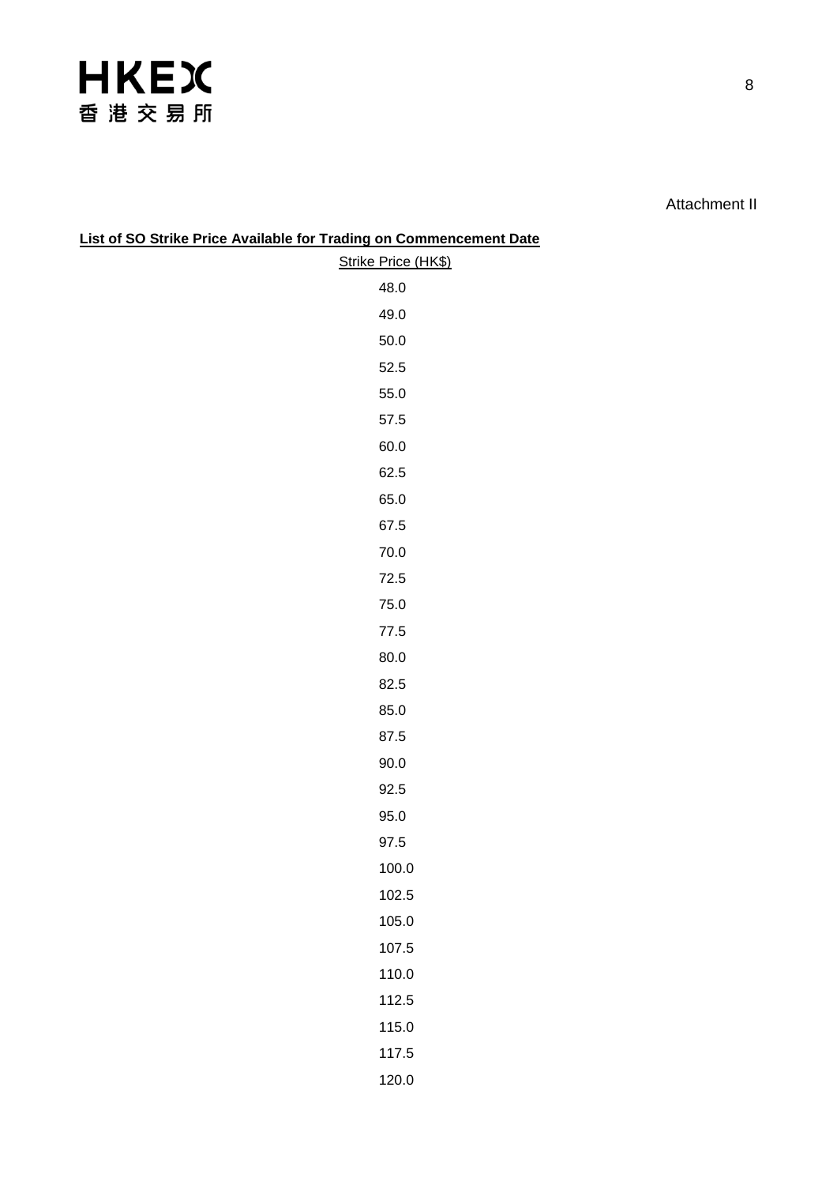Attachment II

**List of SO Strike Price Available for Trading on Commencement Date**

| Strike Price (HK$) |
|---|
| 48.0 |
| 49.0 |
| 50.0 |
| 52.5 |
| 55.0 |
| 57.5 |
| 60.0 |
| 62.5 |
| 65.0 |
| 67.5 |
| 70.0 |
| 72.5 |
| 75.0 |
| 77.5 |
| 80.0 |
| 82.5 |
| 85.0 |
| 87.5 |
| 90.0 |
| 92.5 |
| 95.0 |
| 97.5 |
| 100.0 |
| 102.5 |
| 105.0 |
| 107.5 |
| 110.0 |
| 112.5 |
| 115.0 |
| 117.5 |
| 120.0 |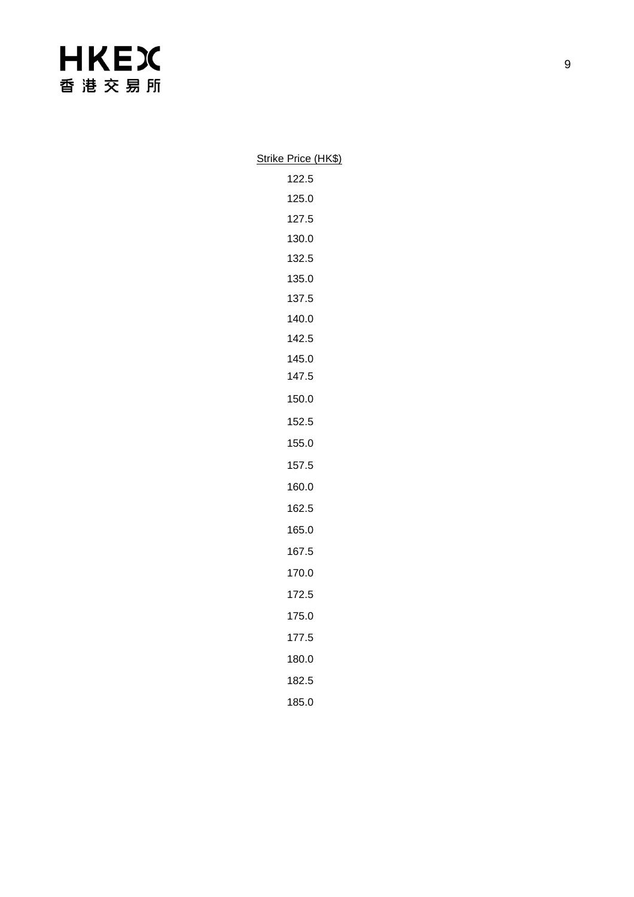| Strike Price (HK$) |
|---|
| 122.5 |
| 125.0 |
| 127.5 |
| 130.0 |
| 132.5 |
| 135.0 |
| 137.5 |
| 140.0 |
| 142.5 |
| 145.0 |
| 147.5 |
| 150.0 |
| 152.5 |
| 155.0 |
| 157.5 |
| 160.0 |
| 162.5 |
| 165.0 |
| 167.5 |
| 170.0 |
| 172.5 |
| 175.0 |
| 177.5 |
| 180.0 |
| 182.5 |
| 185.0 |